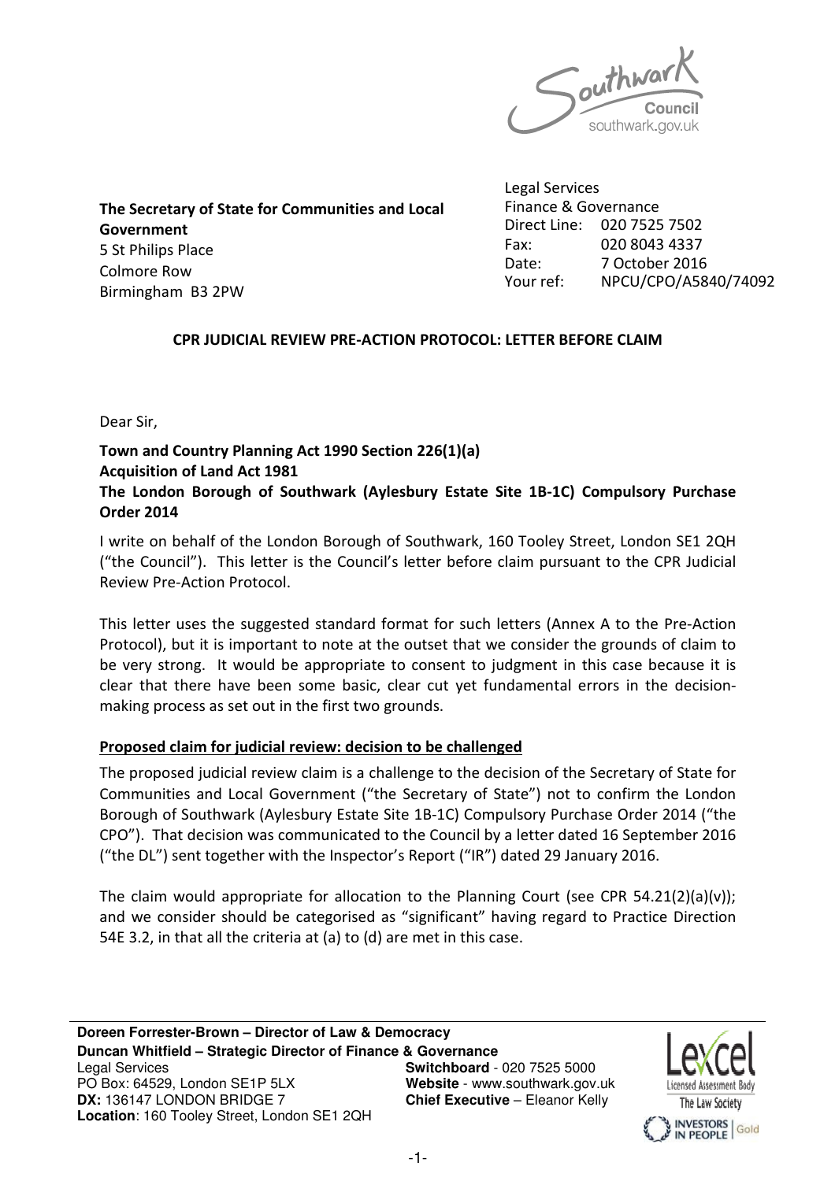Southwark Council
southwark.gov.uk

**The Secretary of State for Communities and Local Government**
5 St Philips Place
Colmore Row
Birmingham B3 2PW

Legal Services
Finance & Governance
Direct Line: 020 7525 7502
Fax: 020 8043 4337
Date: 7 October 2016
Your ref: NPCU/CPO/A5840/74092

**CPR JUDICIAL REVIEW PRE-ACTION PROTOCOL: LETTER BEFORE CLAIM**

Dear Sir,

**Town and Country Planning Act 1990 Section 226(1)(a)**
**Acquisition of Land Act 1981**
**The London Borough of Southwark (Aylesbury Estate Site 1B-1C) Compulsory Purchase Order 2014**

I write on behalf of the London Borough of Southwark, 160 Tooley Street, London SE1 2QH ("the Council"). This letter is the Council's letter before claim pursuant to the CPR Judicial Review Pre-Action Protocol.

This letter uses the suggested standard format for such letters (Annex A to the Pre-Action Protocol), but it is important to note at the outset that we consider the grounds of claim to be very strong. It would be appropriate to consent to judgment in this case because it is clear that there have been some basic, clear cut yet fundamental errors in the decision-making process as set out in the first two grounds.

**Proposed claim for judicial review: decision to be challenged**

The proposed judicial review claim is a challenge to the decision of the Secretary of State for Communities and Local Government ("the Secretary of State") not to confirm the London Borough of Southwark (Aylesbury Estate Site 1B-1C) Compulsory Purchase Order 2014 ("the CPO"). That decision was communicated to the Council by a letter dated 16 September 2016 ("the DL") sent together with the Inspector's Report ("IR") dated 29 January 2016.

The claim would appropriate for allocation to the Planning Court (see CPR 54.21(2)(a)(v)); and we consider should be categorised as "significant" having regard to Practice Direction 54E 3.2, in that all the criteria at (a) to (d) are met in this case.

**Doreen Forrester-Brown – Director of Law & Democracy**
**Duncan Whitfield – Strategic Director of Finance & Governance**
Legal Services
PO Box: 64529, London SE1P 5LX
**DX:** 136147 LONDON BRIDGE 7
**Location**: 160 Tooley Street, London SE1 2QH
**Switchboard** - 020 7525 5000
**Website** - www.southwark.gov.uk
**Chief Executive** – Eleanor Kelly

Lexcel Licensed Assessment Body The Law Society
INVESTORS IN PEOPLE Gold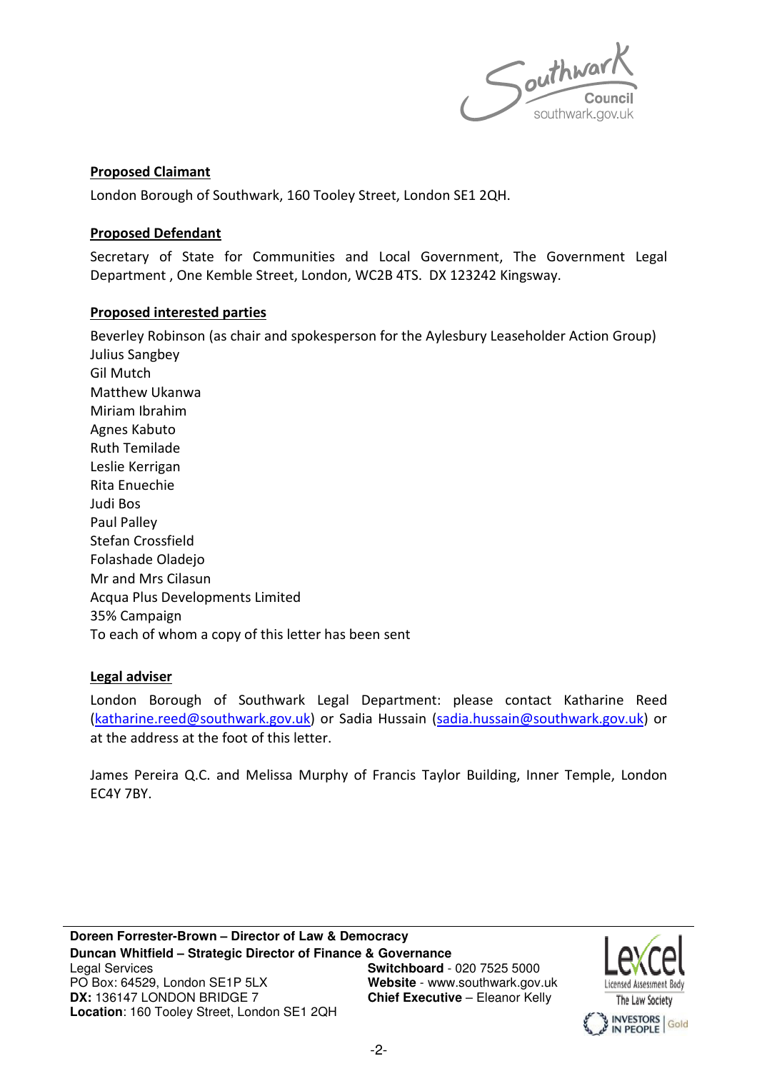**Proposed Claimant**

London Borough of Southwark, 160 Tooley Street, London SE1 2QH.

**Proposed Defendant**

Secretary of State for Communities and Local Government, The Government Legal Department , One Kemble Street, London, WC2B 4TS. DX 123242 Kingsway.

**Proposed interested parties**

Beverley Robinson (as chair and spokesperson for the Aylesbury Leaseholder Action Group)
Julius Sangbey
Gil Mutch
Matthew Ukanwa
Miriam Ibrahim
Agnes Kabuto
Ruth Temilade
Leslie Kerrigan
Rita Enuechie
Judi Bos
Paul Palley
Stefan Crossfield
Folashade Oladejo
Mr and Mrs Cilasun
Acqua Plus Developments Limited
35% Campaign
To each of whom a copy of this letter has been sent

**Legal adviser**

London Borough of Southwark Legal Department: please contact Katharine Reed (katharine.reed@southwark.gov.uk) or Sadia Hussain (sadia.hussain@southwark.gov.uk) or at the address at the foot of this letter.

James Pereira Q.C. and Melissa Murphy of Francis Taylor Building, Inner Temple, London EC4Y 7BY.

**Doreen Forrester-Brown – Director of Law & Democracy**
**Duncan Whitfield – Strategic Director of Finance & Governance**
Legal Services
PO Box: 64529, London SE1P 5LX
**DX:** 136147 LONDON BRIDGE 7
**Location**: 160 Tooley Street, London SE1 2QH
**Switchboard** - 020 7525 5000
**Website** - www.southwark.gov.uk
**Chief Executive** – Eleanor Kelly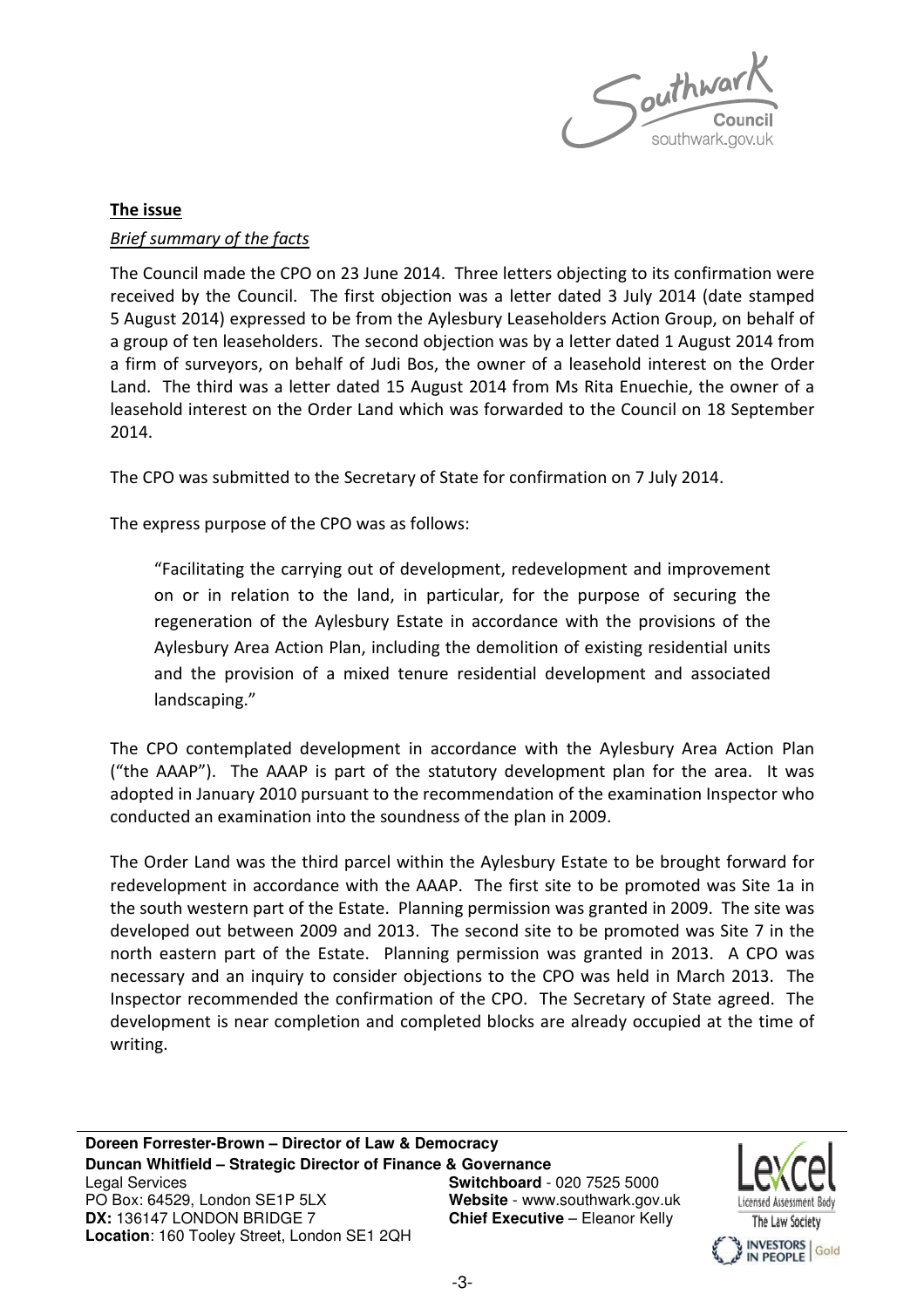**The issue**

*Brief summary of the facts*

The Council made the CPO on 23 June 2014. Three letters objecting to its confirmation were received by the Council. The first objection was a letter dated 3 July 2014 (date stamped 5 August 2014) expressed to be from the Aylesbury Leaseholders Action Group, on behalf of a group of ten leaseholders. The second objection was by a letter dated 1 August 2014 from a firm of surveyors, on behalf of Judi Bos, the owner of a leasehold interest on the Order Land. The third was a letter dated 15 August 2014 from Ms Rita Enuechie, the owner of a leasehold interest on the Order Land which was forwarded to the Council on 18 September 2014.

The CPO was submitted to the Secretary of State for confirmation on 7 July 2014.

The express purpose of the CPO was as follows:

> "Facilitating the carrying out of development, redevelopment and improvement on or in relation to the land, in particular, for the purpose of securing the regeneration of the Aylesbury Estate in accordance with the provisions of the Aylesbury Area Action Plan, including the demolition of existing residential units and the provision of a mixed tenure residential development and associated landscaping."

The CPO contemplated development in accordance with the Aylesbury Area Action Plan ("the AAAP"). The AAAP is part of the statutory development plan for the area. It was adopted in January 2010 pursuant to the recommendation of the examination Inspector who conducted an examination into the soundness of the plan in 2009.

The Order Land was the third parcel within the Aylesbury Estate to be brought forward for redevelopment in accordance with the AAAP. The first site to be promoted was Site 1a in the south western part of the Estate. Planning permission was granted in 2009. The site was developed out between 2009 and 2013. The second site to be promoted was Site 7 in the north eastern part of the Estate. Planning permission was granted in 2013. A CPO was necessary and an inquiry to consider objections to the CPO was held in March 2013. The Inspector recommended the confirmation of the CPO. The Secretary of State agreed. The development is near completion and completed blocks are already occupied at the time of writing.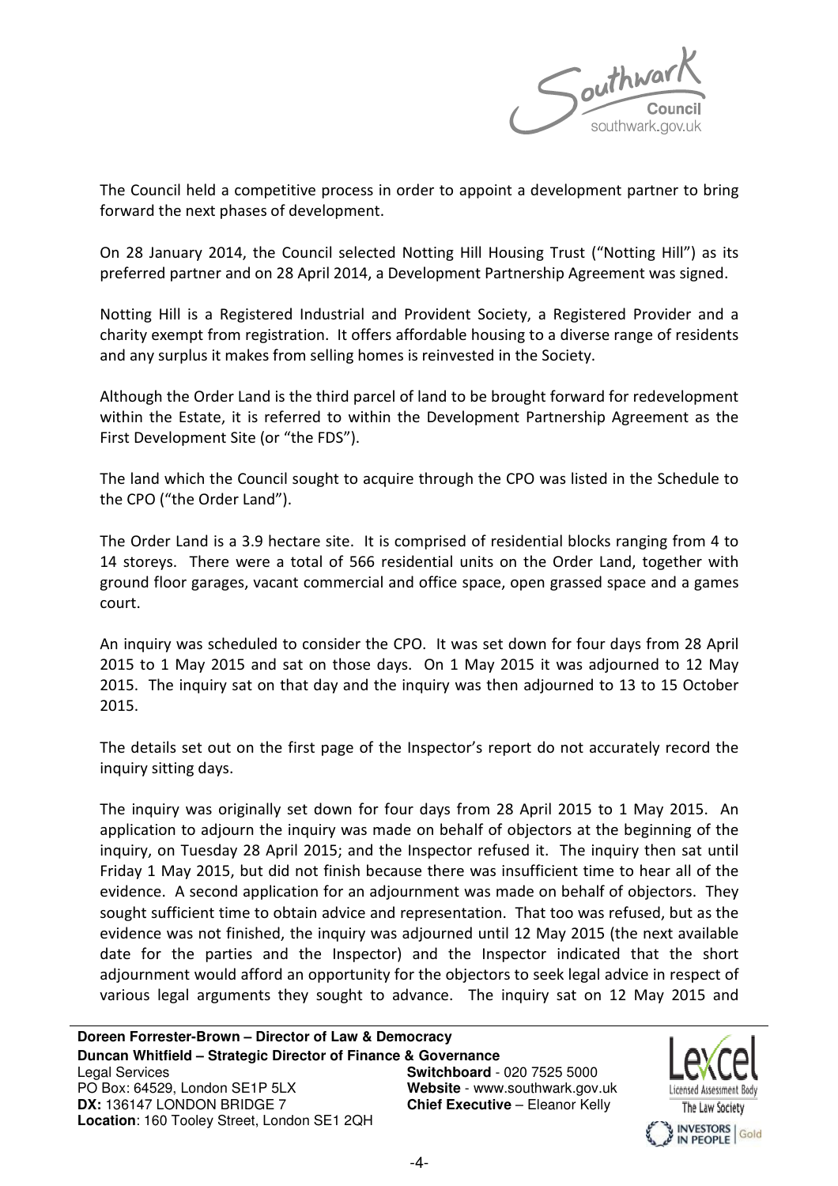The Council held a competitive process in order to appoint a development partner to bring forward the next phases of development.

On 28 January 2014, the Council selected Notting Hill Housing Trust ("Notting Hill") as its preferred partner and on 28 April 2014, a Development Partnership Agreement was signed.

Notting Hill is a Registered Industrial and Provident Society, a Registered Provider and a charity exempt from registration. It offers affordable housing to a diverse range of residents and any surplus it makes from selling homes is reinvested in the Society.

Although the Order Land is the third parcel of land to be brought forward for redevelopment within the Estate, it is referred to within the Development Partnership Agreement as the First Development Site (or "the FDS").

The land which the Council sought to acquire through the CPO was listed in the Schedule to the CPO ("the Order Land").

The Order Land is a 3.9 hectare site. It is comprised of residential blocks ranging from 4 to 14 storeys. There were a total of 566 residential units on the Order Land, together with ground floor garages, vacant commercial and office space, open grassed space and a games court.

An inquiry was scheduled to consider the CPO. It was set down for four days from 28 April 2015 to 1 May 2015 and sat on those days. On 1 May 2015 it was adjourned to 12 May 2015. The inquiry sat on that day and the inquiry was then adjourned to 13 to 15 October 2015.

The details set out on the first page of the Inspector's report do not accurately record the inquiry sitting days.

The inquiry was originally set down for four days from 28 April 2015 to 1 May 2015. An application to adjourn the inquiry was made on behalf of objectors at the beginning of the inquiry, on Tuesday 28 April 2015; and the Inspector refused it. The inquiry then sat until Friday 1 May 2015, but did not finish because there was insufficient time to hear all of the evidence. A second application for an adjournment was made on behalf of objectors. They sought sufficient time to obtain advice and representation. That too was refused, but as the evidence was not finished, the inquiry was adjourned until 12 May 2015 (the next available date for the parties and the Inspector) and the Inspector indicated that the short adjournment would afford an opportunity for the objectors to seek legal advice in respect of various legal arguments they sought to advance. The inquiry sat on 12 May 2015 and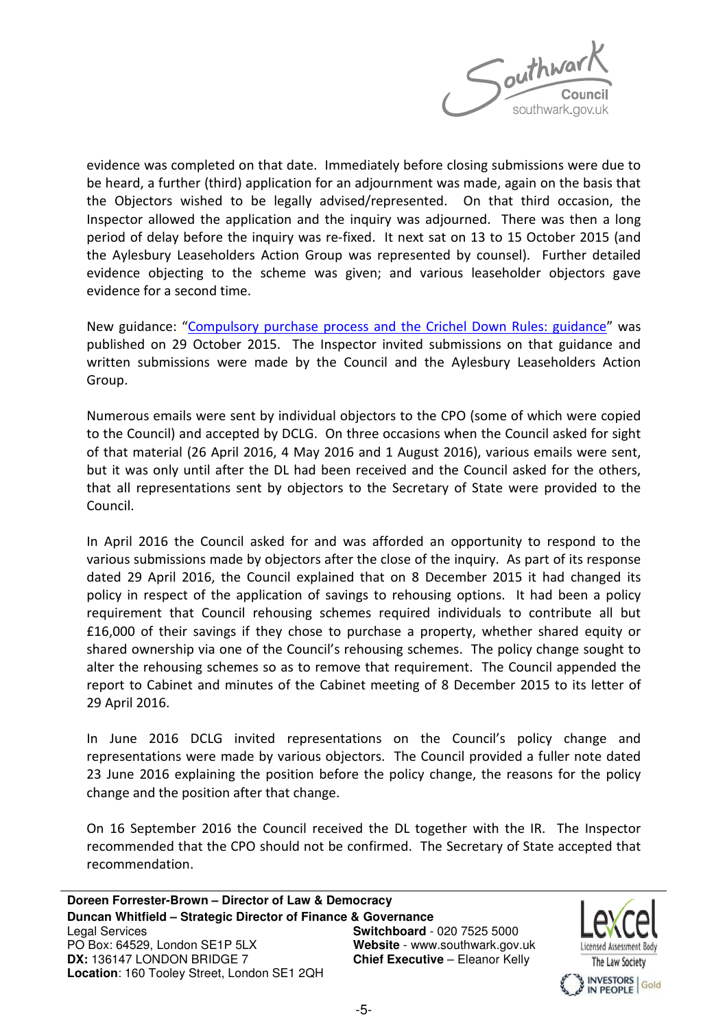evidence was completed on that date. Immediately before closing submissions were due to be heard, a further (third) application for an adjournment was made, again on the basis that the Objectors wished to be legally advised/represented. On that third occasion, the Inspector allowed the application and the inquiry was adjourned. There was then a long period of delay before the inquiry was re-fixed. It next sat on 13 to 15 October 2015 (and the Aylesbury Leaseholders Action Group was represented by counsel). Further detailed evidence objecting to the scheme was given; and various leaseholder objectors gave evidence for a second time.

New guidance: "Compulsory purchase process and the Crichel Down Rules: guidance" was published on 29 October 2015. The Inspector invited submissions on that guidance and written submissions were made by the Council and the Aylesbury Leaseholders Action Group.

Numerous emails were sent by individual objectors to the CPO (some of which were copied to the Council) and accepted by DCLG. On three occasions when the Council asked for sight of that material (26 April 2016, 4 May 2016 and 1 August 2016), various emails were sent, but it was only until after the DL had been received and the Council asked for the others, that all representations sent by objectors to the Secretary of State were provided to the Council.

In April 2016 the Council asked for and was afforded an opportunity to respond to the various submissions made by objectors after the close of the inquiry. As part of its response dated 29 April 2016, the Council explained that on 8 December 2015 it had changed its policy in respect of the application of savings to rehousing options. It had been a policy requirement that Council rehousing schemes required individuals to contribute all but £16,000 of their savings if they chose to purchase a property, whether shared equity or shared ownership via one of the Council's rehousing schemes. The policy change sought to alter the rehousing schemes so as to remove that requirement. The Council appended the report to Cabinet and minutes of the Cabinet meeting of 8 December 2015 to its letter of 29 April 2016.

In June 2016 DCLG invited representations on the Council's policy change and representations were made by various objectors. The Council provided a fuller note dated 23 June 2016 explaining the position before the policy change, the reasons for the policy change and the position after that change.

On 16 September 2016 the Council received the DL together with the IR. The Inspector recommended that the CPO should not be confirmed. The Secretary of State accepted that recommendation.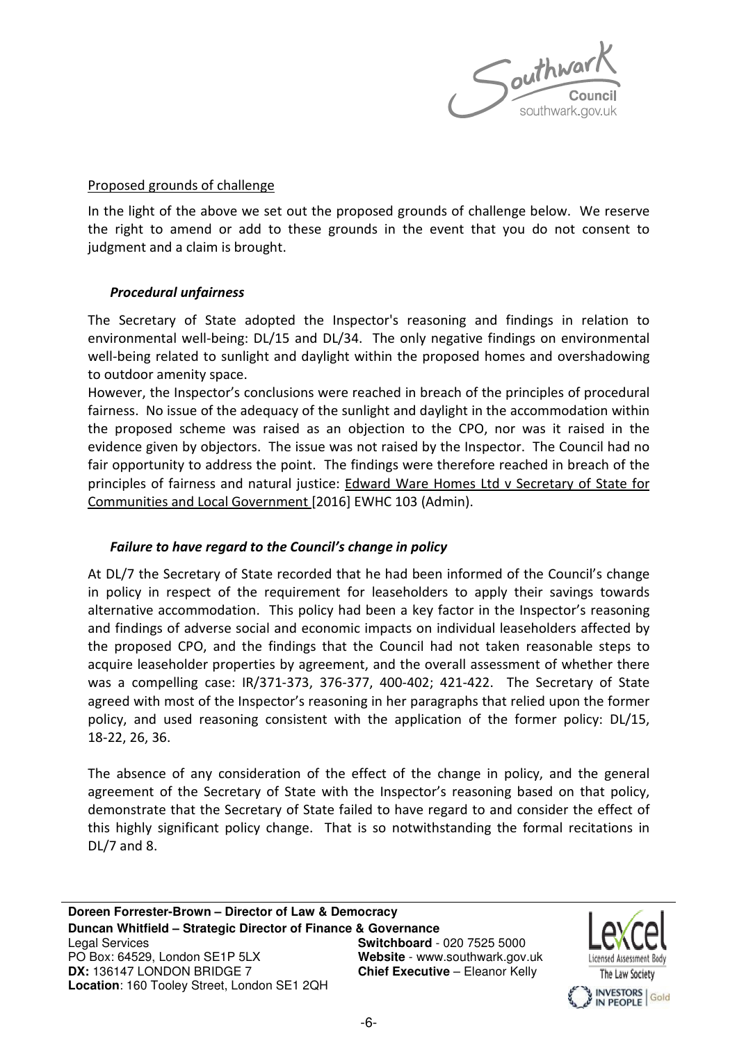Proposed grounds of challenge

In the light of the above we set out the proposed grounds of challenge below. We reserve the right to amend or add to these grounds in the event that you do not consent to judgment and a claim is brought.

***Procedural unfairness***

The Secretary of State adopted the Inspector's reasoning and findings in relation to environmental well-being: DL/15 and DL/34. The only negative findings on environmental well-being related to sunlight and daylight within the proposed homes and overshadowing to outdoor amenity space.

However, the Inspector's conclusions were reached in breach of the principles of procedural fairness. No issue of the adequacy of the sunlight and daylight in the accommodation within the proposed scheme was raised as an objection to the CPO, nor was it raised in the evidence given by objectors. The issue was not raised by the Inspector. The Council had no fair opportunity to address the point. The findings were therefore reached in breach of the principles of fairness and natural justice: Edward Ware Homes Ltd v Secretary of State for Communities and Local Government [2016] EWHC 103 (Admin).

***Failure to have regard to the Council's change in policy***

At DL/7 the Secretary of State recorded that he had been informed of the Council's change in policy in respect of the requirement for leaseholders to apply their savings towards alternative accommodation. This policy had been a key factor in the Inspector's reasoning and findings of adverse social and economic impacts on individual leaseholders affected by the proposed CPO, and the findings that the Council had not taken reasonable steps to acquire leaseholder properties by agreement, and the overall assessment of whether there was a compelling case: IR/371-373, 376-377, 400-402; 421-422. The Secretary of State agreed with most of the Inspector's reasoning in her paragraphs that relied upon the former policy, and used reasoning consistent with the application of the former policy: DL/15, 18-22, 26, 36.

The absence of any consideration of the effect of the change in policy, and the general agreement of the Secretary of State with the Inspector's reasoning based on that policy, demonstrate that the Secretary of State failed to have regard to and consider the effect of this highly significant policy change. That is so notwithstanding the formal recitations in DL/7 and 8.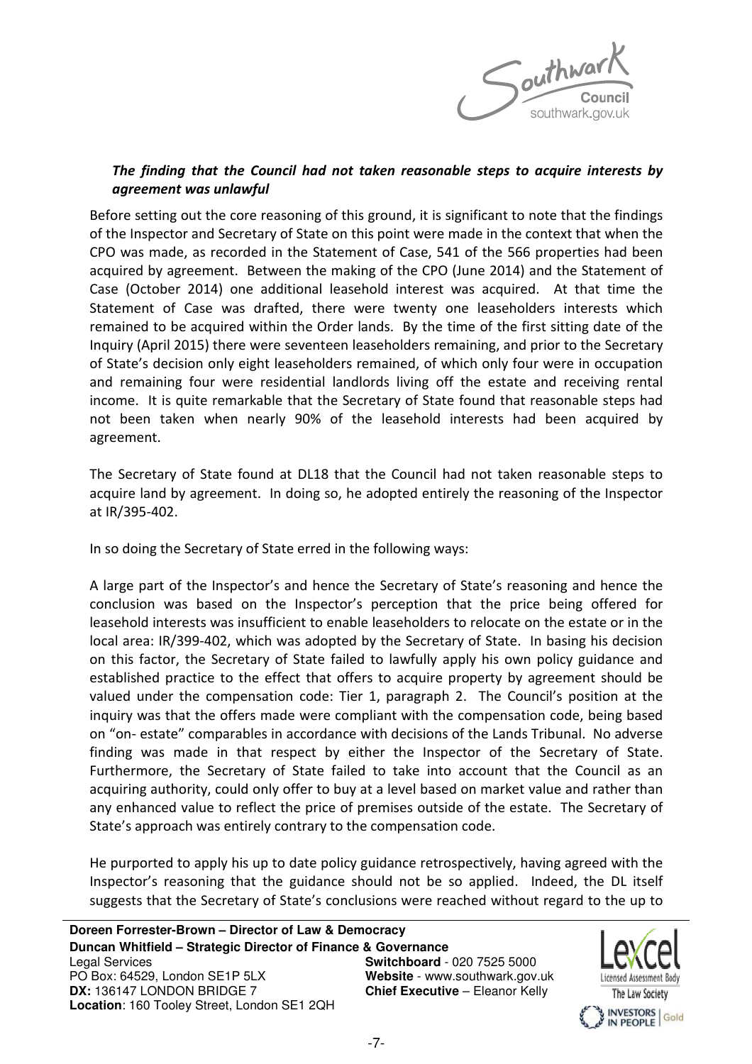***The finding that the Council had not taken reasonable steps to acquire interests by agreement was unlawful***

Before setting out the core reasoning of this ground, it is significant to note that the findings of the Inspector and Secretary of State on this point were made in the context that when the CPO was made, as recorded in the Statement of Case, 541 of the 566 properties had been acquired by agreement. Between the making of the CPO (June 2014) and the Statement of Case (October 2014) one additional leasehold interest was acquired. At that time the Statement of Case was drafted, there were twenty one leaseholders interests which remained to be acquired within the Order lands. By the time of the first sitting date of the Inquiry (April 2015) there were seventeen leaseholders remaining, and prior to the Secretary of State's decision only eight leaseholders remained, of which only four were in occupation and remaining four were residential landlords living off the estate and receiving rental income. It is quite remarkable that the Secretary of State found that reasonable steps had not been taken when nearly 90% of the leasehold interests had been acquired by agreement.

The Secretary of State found at DL18 that the Council had not taken reasonable steps to acquire land by agreement. In doing so, he adopted entirely the reasoning of the Inspector at IR/395-402.

In so doing the Secretary of State erred in the following ways:

A large part of the Inspector's and hence the Secretary of State's reasoning and hence the conclusion was based on the Inspector's perception that the price being offered for leasehold interests was insufficient to enable leaseholders to relocate on the estate or in the local area: IR/399-402, which was adopted by the Secretary of State. In basing his decision on this factor, the Secretary of State failed to lawfully apply his own policy guidance and established practice to the effect that offers to acquire property by agreement should be valued under the compensation code: Tier 1, paragraph 2. The Council's position at the inquiry was that the offers made were compliant with the compensation code, being based on "on- estate" comparables in accordance with decisions of the Lands Tribunal. No adverse finding was made in that respect by either the Inspector of the Secretary of State. Furthermore, the Secretary of State failed to take into account that the Council as an acquiring authority, could only offer to buy at a level based on market value and rather than any enhanced value to reflect the price of premises outside of the estate. The Secretary of State's approach was entirely contrary to the compensation code.

He purported to apply his up to date policy guidance retrospectively, having agreed with the Inspector's reasoning that the guidance should not be so applied. Indeed, the DL itself suggests that the Secretary of State's conclusions were reached without regard to the up to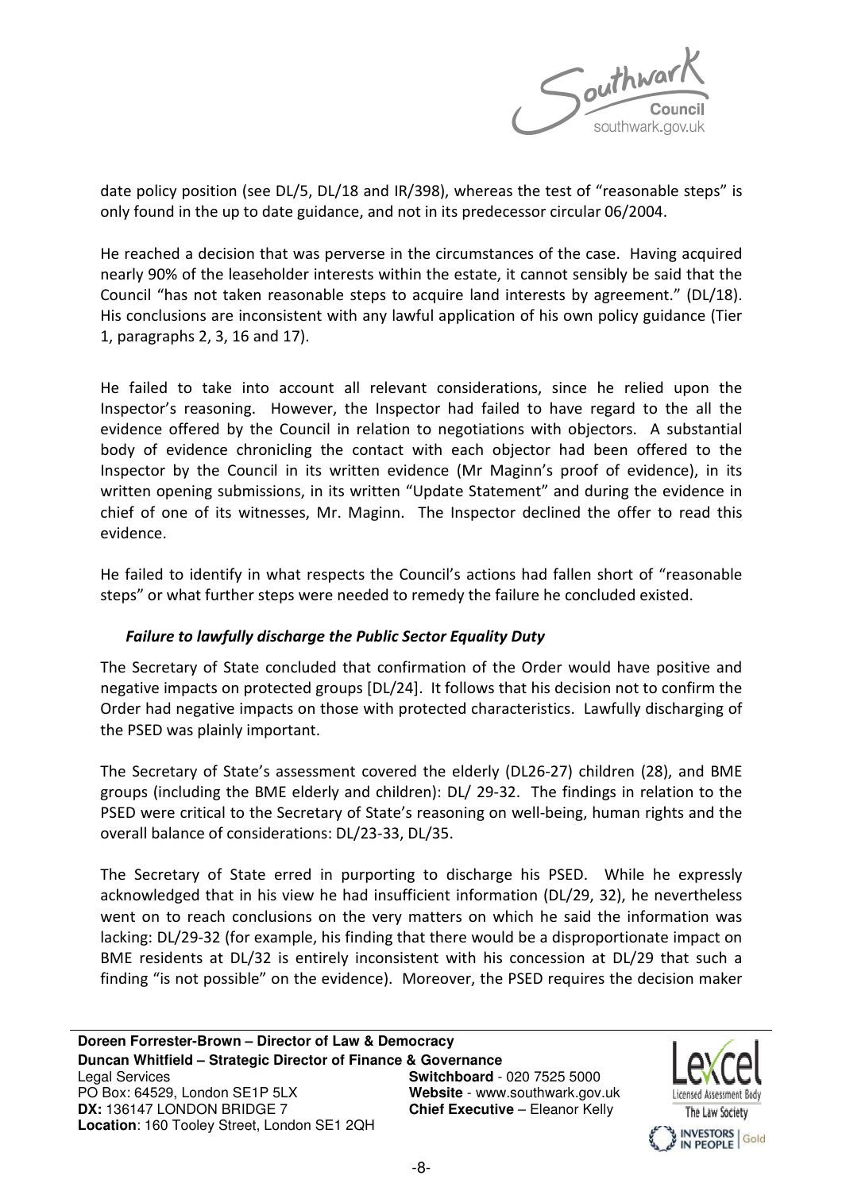date policy position (see DL/5, DL/18 and IR/398), whereas the test of "reasonable steps" is only found in the up to date guidance, and not in its predecessor circular 06/2004.

He reached a decision that was perverse in the circumstances of the case. Having acquired nearly 90% of the leaseholder interests within the estate, it cannot sensibly be said that the Council "has not taken reasonable steps to acquire land interests by agreement." (DL/18). His conclusions are inconsistent with any lawful application of his own policy guidance (Tier 1, paragraphs 2, 3, 16 and 17).

He failed to take into account all relevant considerations, since he relied upon the Inspector's reasoning. However, the Inspector had failed to have regard to the all the evidence offered by the Council in relation to negotiations with objectors. A substantial body of evidence chronicling the contact with each objector had been offered to the Inspector by the Council in its written evidence (Mr Maginn's proof of evidence), in its written opening submissions, in its written "Update Statement" and during the evidence in chief of one of its witnesses, Mr. Maginn. The Inspector declined the offer to read this evidence.

He failed to identify in what respects the Council's actions had fallen short of "reasonable steps" or what further steps were needed to remedy the failure he concluded existed.

***Failure to lawfully discharge the Public Sector Equality Duty***

The Secretary of State concluded that confirmation of the Order would have positive and negative impacts on protected groups [DL/24]. It follows that his decision not to confirm the Order had negative impacts on those with protected characteristics. Lawfully discharging of the PSED was plainly important.

The Secretary of State's assessment covered the elderly (DL26-27) children (28), and BME groups (including the BME elderly and children): DL/ 29-32. The findings in relation to the PSED were critical to the Secretary of State's reasoning on well-being, human rights and the overall balance of considerations: DL/23-33, DL/35.

The Secretary of State erred in purporting to discharge his PSED. While he expressly acknowledged that in his view he had insufficient information (DL/29, 32), he nevertheless went on to reach conclusions on the very matters on which he said the information was lacking: DL/29-32 (for example, his finding that there would be a disproportionate impact on BME residents at DL/32 is entirely inconsistent with his concession at DL/29 that such a finding "is not possible" on the evidence). Moreover, the PSED requires the decision maker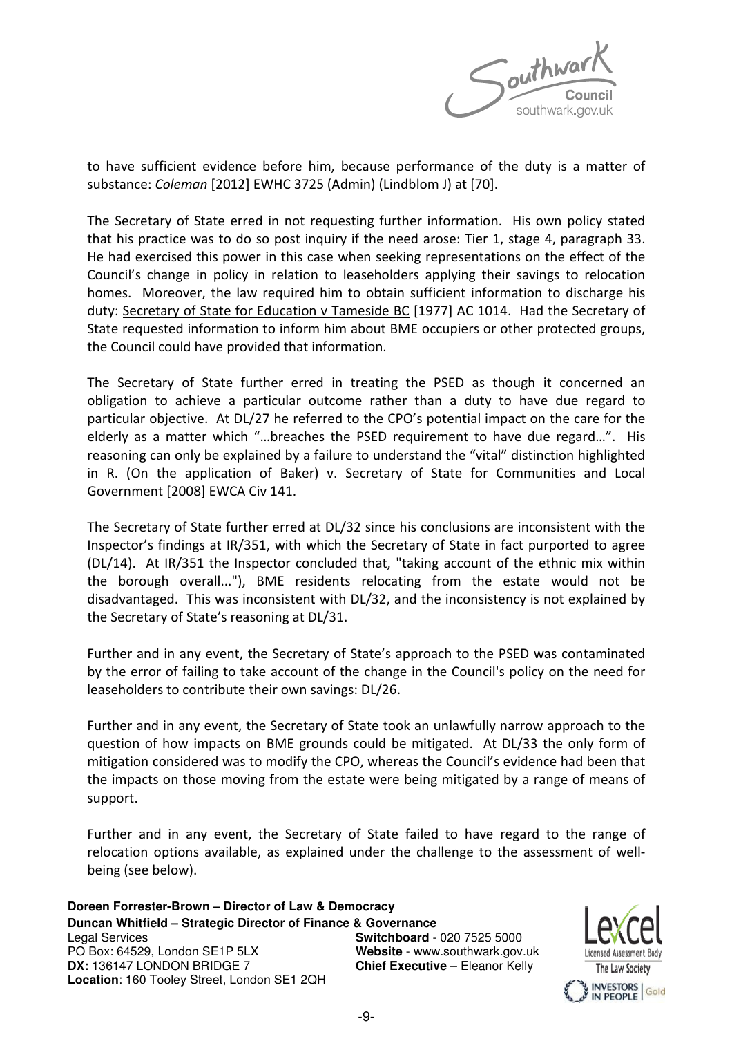to have sufficient evidence before him, because performance of the duty is a matter of substance: *Coleman* [2012] EWHC 3725 (Admin) (Lindblom J) at [70].

The Secretary of State erred in not requesting further information. His own policy stated that his practice was to do so post inquiry if the need arose: Tier 1, stage 4, paragraph 33. He had exercised this power in this case when seeking representations on the effect of the Council's change in policy in relation to leaseholders applying their savings to relocation homes. Moreover, the law required him to obtain sufficient information to discharge his duty: Secretary of State for Education v Tameside BC [1977] AC 1014. Had the Secretary of State requested information to inform him about BME occupiers or other protected groups, the Council could have provided that information.

The Secretary of State further erred in treating the PSED as though it concerned an obligation to achieve a particular outcome rather than a duty to have due regard to particular objective. At DL/27 he referred to the CPO's potential impact on the care for the elderly as a matter which "…breaches the PSED requirement to have due regard…". His reasoning can only be explained by a failure to understand the "vital" distinction highlighted in R. (On the application of Baker) v. Secretary of State for Communities and Local Government [2008] EWCA Civ 141.

The Secretary of State further erred at DL/32 since his conclusions are inconsistent with the Inspector's findings at IR/351, with which the Secretary of State in fact purported to agree (DL/14). At IR/351 the Inspector concluded that, "taking account of the ethnic mix within the borough overall..."), BME residents relocating from the estate would not be disadvantaged. This was inconsistent with DL/32, and the inconsistency is not explained by the Secretary of State's reasoning at DL/31.

Further and in any event, the Secretary of State's approach to the PSED was contaminated by the error of failing to take account of the change in the Council's policy on the need for leaseholders to contribute their own savings: DL/26.

Further and in any event, the Secretary of State took an unlawfully narrow approach to the question of how impacts on BME grounds could be mitigated. At DL/33 the only form of mitigation considered was to modify the CPO, whereas the Council's evidence had been that the impacts on those moving from the estate were being mitigated by a range of means of support.

Further and in any event, the Secretary of State failed to have regard to the range of relocation options available, as explained under the challenge to the assessment of well-being (see below).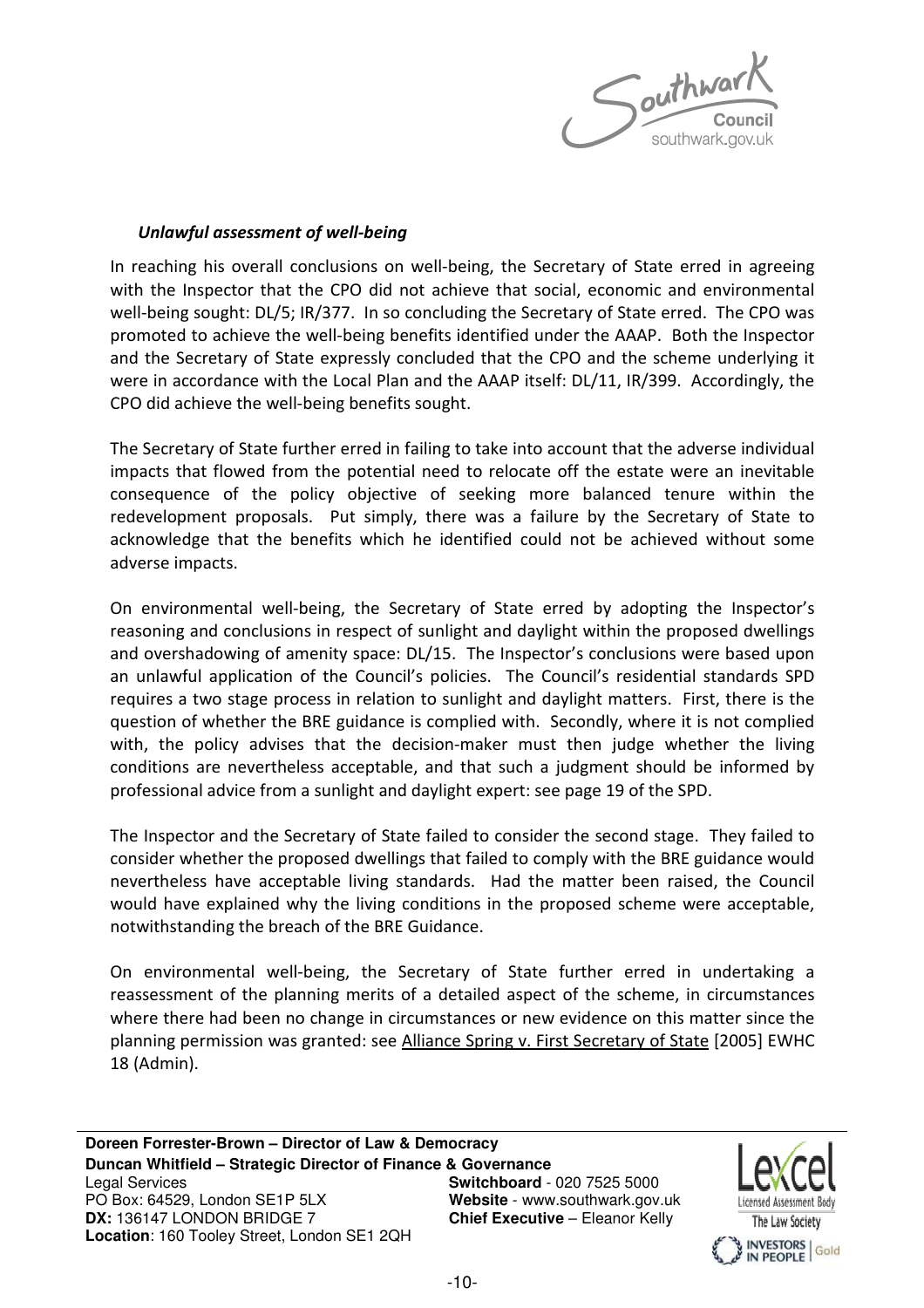### *Unlawful assessment of well-being*

In reaching his overall conclusions on well-being, the Secretary of State erred in agreeing with the Inspector that the CPO did not achieve that social, economic and environmental well-being sought: DL/5; IR/377. In so concluding the Secretary of State erred. The CPO was promoted to achieve the well-being benefits identified under the AAAP. Both the Inspector and the Secretary of State expressly concluded that the CPO and the scheme underlying it were in accordance with the Local Plan and the AAAP itself: DL/11, IR/399. Accordingly, the CPO did achieve the well-being benefits sought.

The Secretary of State further erred in failing to take into account that the adverse individual impacts that flowed from the potential need to relocate off the estate were an inevitable consequence of the policy objective of seeking more balanced tenure within the redevelopment proposals. Put simply, there was a failure by the Secretary of State to acknowledge that the benefits which he identified could not be achieved without some adverse impacts.

On environmental well-being, the Secretary of State erred by adopting the Inspector's reasoning and conclusions in respect of sunlight and daylight within the proposed dwellings and overshadowing of amenity space: DL/15. The Inspector's conclusions were based upon an unlawful application of the Council's policies. The Council's residential standards SPD requires a two stage process in relation to sunlight and daylight matters. First, there is the question of whether the BRE guidance is complied with. Secondly, where it is not complied with, the policy advises that the decision-maker must then judge whether the living conditions are nevertheless acceptable, and that such a judgment should be informed by professional advice from a sunlight and daylight expert: see page 19 of the SPD.

The Inspector and the Secretary of State failed to consider the second stage. They failed to consider whether the proposed dwellings that failed to comply with the BRE guidance would nevertheless have acceptable living standards. Had the matter been raised, the Council would have explained why the living conditions in the proposed scheme were acceptable, notwithstanding the breach of the BRE Guidance.

On environmental well-being, the Secretary of State further erred in undertaking a reassessment of the planning merits of a detailed aspect of the scheme, in circumstances where there had been no change in circumstances or new evidence on this matter since the planning permission was granted: see Alliance Spring v. First Secretary of State [2005] EWHC 18 (Admin).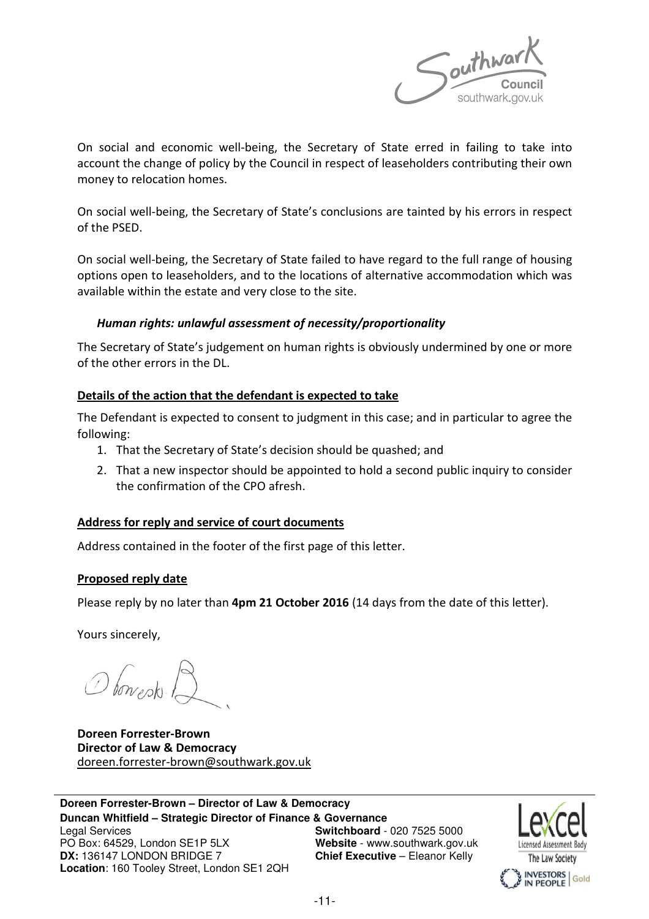On social and economic well-being, the Secretary of State erred in failing to take into account the change of policy by the Council in respect of leaseholders contributing their own money to relocation homes.

On social well-being, the Secretary of State's conclusions are tainted by his errors in respect of the PSED.

On social well-being, the Secretary of State failed to have regard to the full range of housing options open to leaseholders, and to the locations of alternative accommodation which was available within the estate and very close to the site.

*Human rights: unlawful assessment of necessity/proportionality*

The Secretary of State's judgement on human rights is obviously undermined by one or more of the other errors in the DL.

**Details of the action that the defendant is expected to take**

The Defendant is expected to consent to judgment in this case; and in particular to agree the following:

1. That the Secretary of State's decision should be quashed; and
2. That a new inspector should be appointed to hold a second public inquiry to consider the confirmation of the CPO afresh.

**Address for reply and service of court documents**

Address contained in the footer of the first page of this letter.

**Proposed reply date**

Please reply by no later than **4pm 21 October 2016** (14 days from the date of this letter).

Yours sincerely,

**Doreen Forrester-Brown**
**Director of Law & Democracy**
doreen.forrester-brown@southwark.gov.uk

**Doreen Forrester-Brown – Director of Law & Democracy**
**Duncan Whitfield – Strategic Director of Finance & Governance**
Legal Services
PO Box: 64529, London SE1P 5LX
**DX:** 136147 LONDON BRIDGE 7
**Location**: 160 Tooley Street, London SE1 2QH
**Switchboard** - 020 7525 5000
**Website** - www.southwark.gov.uk
**Chief Executive** – Eleanor Kelly